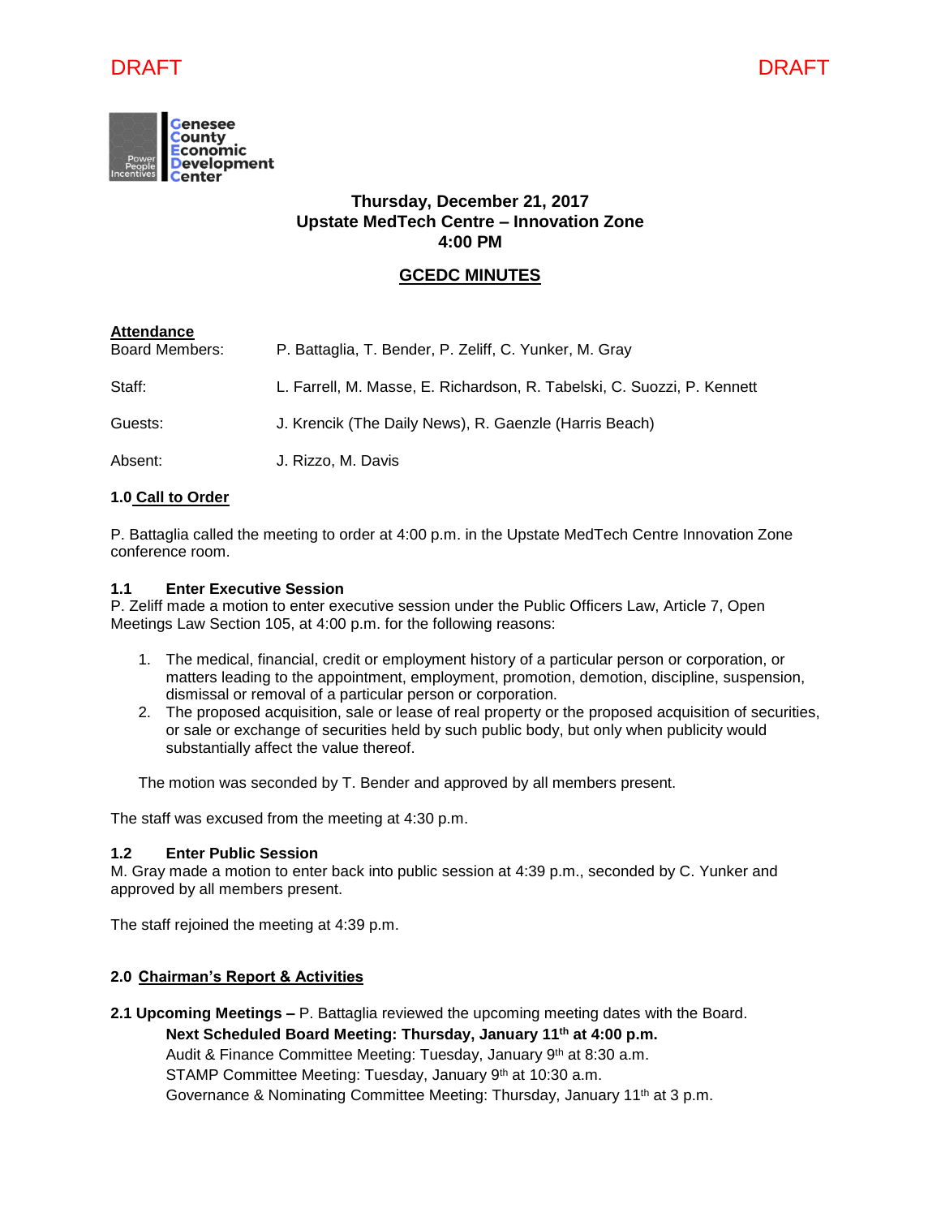DRAFT DRAFT

Genesee County Economic Development Center

**Thursday, December 21, 2017**
**Upstate MedTech Centre – Innovation Zone**
**4:00 PM**

## GCEDC MINUTES

**Attendance**

| | |
|---|---|
| Board Members: | P. Battaglia, T. Bender, P. Zeliff, C. Yunker, M. Gray |
| Staff: | L. Farrell, M. Masse, E. Richardson, R. Tabelski, C. Suozzi, P. Kennett |
| Guests: | J. Krencik (The Daily News), R. Gaenzle (Harris Beach) |
| Absent: | J. Rizzo, M. Davis |

### 1.0 Call to Order

P. Battaglia called the meeting to order at 4:00 p.m. in the Upstate MedTech Centre Innovation Zone conference room.

**1.1 Enter Executive Session**

P. Zeliff made a motion to enter executive session under the Public Officers Law, Article 7, Open Meetings Law Section 105, at 4:00 p.m. for the following reasons:

1. The medical, financial, credit or employment history of a particular person or corporation, or matters leading to the appointment, employment, promotion, demotion, discipline, suspension, dismissal or removal of a particular person or corporation.
2. The proposed acquisition, sale or lease of real property or the proposed acquisition of securities, or sale or exchange of securities held by such public body, but only when publicity would substantially affect the value thereof.

The motion was seconded by T. Bender and approved by all members present.

The staff was excused from the meeting at 4:30 p.m.

**1.2 Enter Public Session**

M. Gray made a motion to enter back into public session at 4:39 p.m., seconded by C. Yunker and approved by all members present.

The staff rejoined the meeting at 4:39 p.m.

### 2.0 Chairman's Report & Activities

**2.1 Upcoming Meetings –** P. Battaglia reviewed the upcoming meeting dates with the Board.

**Next Scheduled Board Meeting: Thursday, January 11th at 4:00 p.m.**
Audit & Finance Committee Meeting: Tuesday, January 9th at 8:30 a.m.
STAMP Committee Meeting: Tuesday, January 9th at 10:30 a.m.
Governance & Nominating Committee Meeting: Thursday, January 11th at 3 p.m.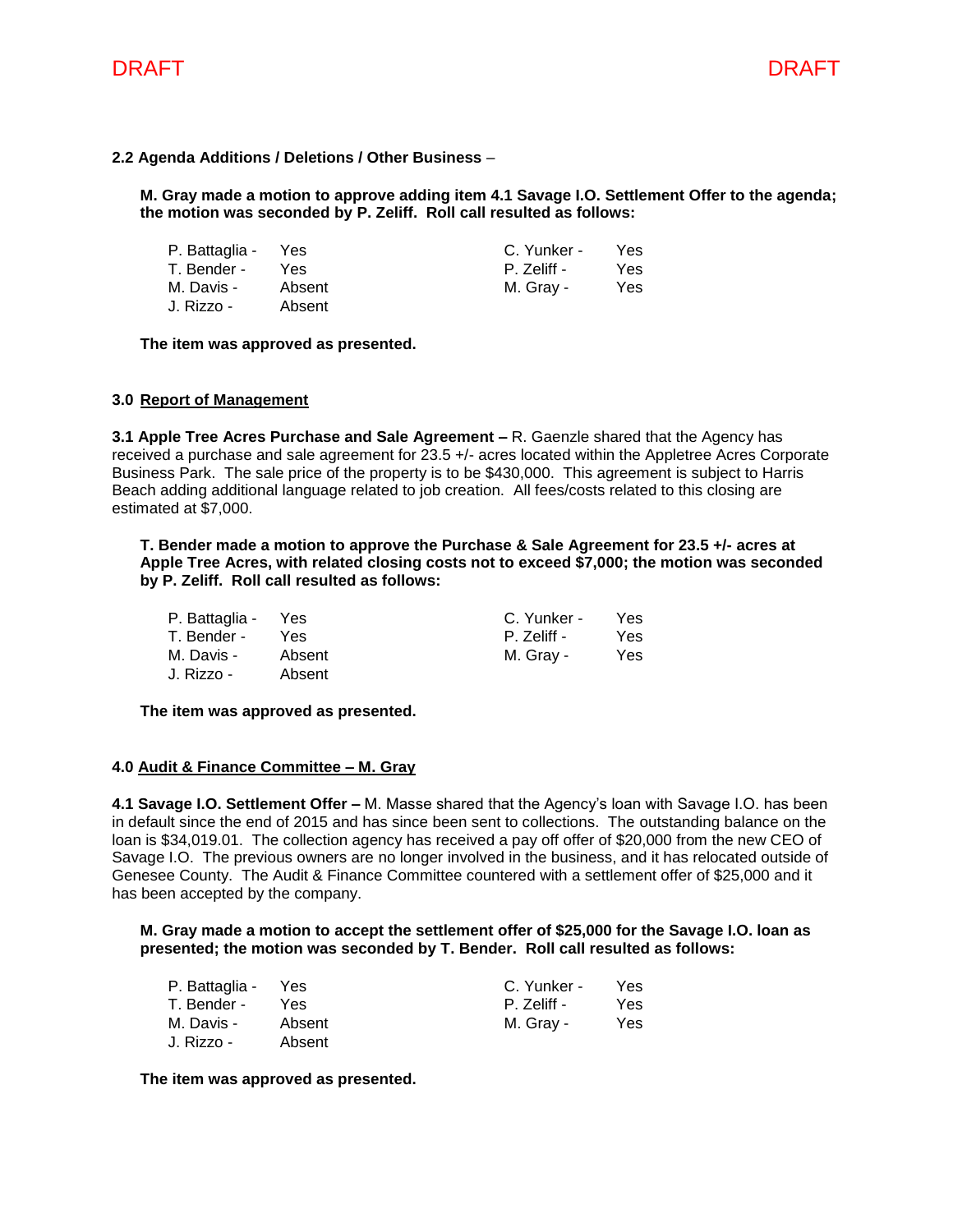DRAFT DRAFT

**2.2 Agenda Additions / Deletions / Other Business** –

**M. Gray made a motion to approve adding item 4.1 Savage I.O. Settlement Offer to the agenda; the motion was seconded by P. Zeliff. Roll call resulted as follows:**

| | | | |
|---|---|---|---|
| P. Battaglia - | Yes | C. Yunker - | Yes |
| T. Bender - | Yes | P. Zeliff - | Yes |
| M. Davis - | Absent | M. Gray - | Yes |
| J. Rizzo - | Absent | | |

**The item was approved as presented.**

**3.0 Report of Management**

**3.1 Apple Tree Acres Purchase and Sale Agreement –** R. Gaenzle shared that the Agency has received a purchase and sale agreement for 23.5 +/- acres located within the Appletree Acres Corporate Business Park. The sale price of the property is to be $430,000. This agreement is subject to Harris Beach adding additional language related to job creation. All fees/costs related to this closing are estimated at $7,000.

**T. Bender made a motion to approve the Purchase & Sale Agreement for 23.5 +/- acres at Apple Tree Acres, with related closing costs not to exceed $7,000; the motion was seconded by P. Zeliff. Roll call resulted as follows:**

| | | | |
|---|---|---|---|
| P. Battaglia - | Yes | C. Yunker - | Yes |
| T. Bender - | Yes | P. Zeliff - | Yes |
| M. Davis - | Absent | M. Gray - | Yes |
| J. Rizzo - | Absent | | |

**The item was approved as presented.**

**4.0 Audit & Finance Committee – M. Gray**

**4.1 Savage I.O. Settlement Offer –** M. Masse shared that the Agency's loan with Savage I.O. has been in default since the end of 2015 and has since been sent to collections. The outstanding balance on the loan is $34,019.01. The collection agency has received a pay off offer of $20,000 from the new CEO of Savage I.O. The previous owners are no longer involved in the business, and it has relocated outside of Genesee County. The Audit & Finance Committee countered with a settlement offer of $25,000 and it has been accepted by the company.

**M. Gray made a motion to accept the settlement offer of $25,000 for the Savage I.O. loan as presented; the motion was seconded by T. Bender. Roll call resulted as follows:**

| | | | |
|---|---|---|---|
| P. Battaglia - | Yes | C. Yunker - | Yes |
| T. Bender - | Yes | P. Zeliff - | Yes |
| M. Davis - | Absent | M. Gray - | Yes |
| J. Rizzo - | Absent | | |

**The item was approved as presented.**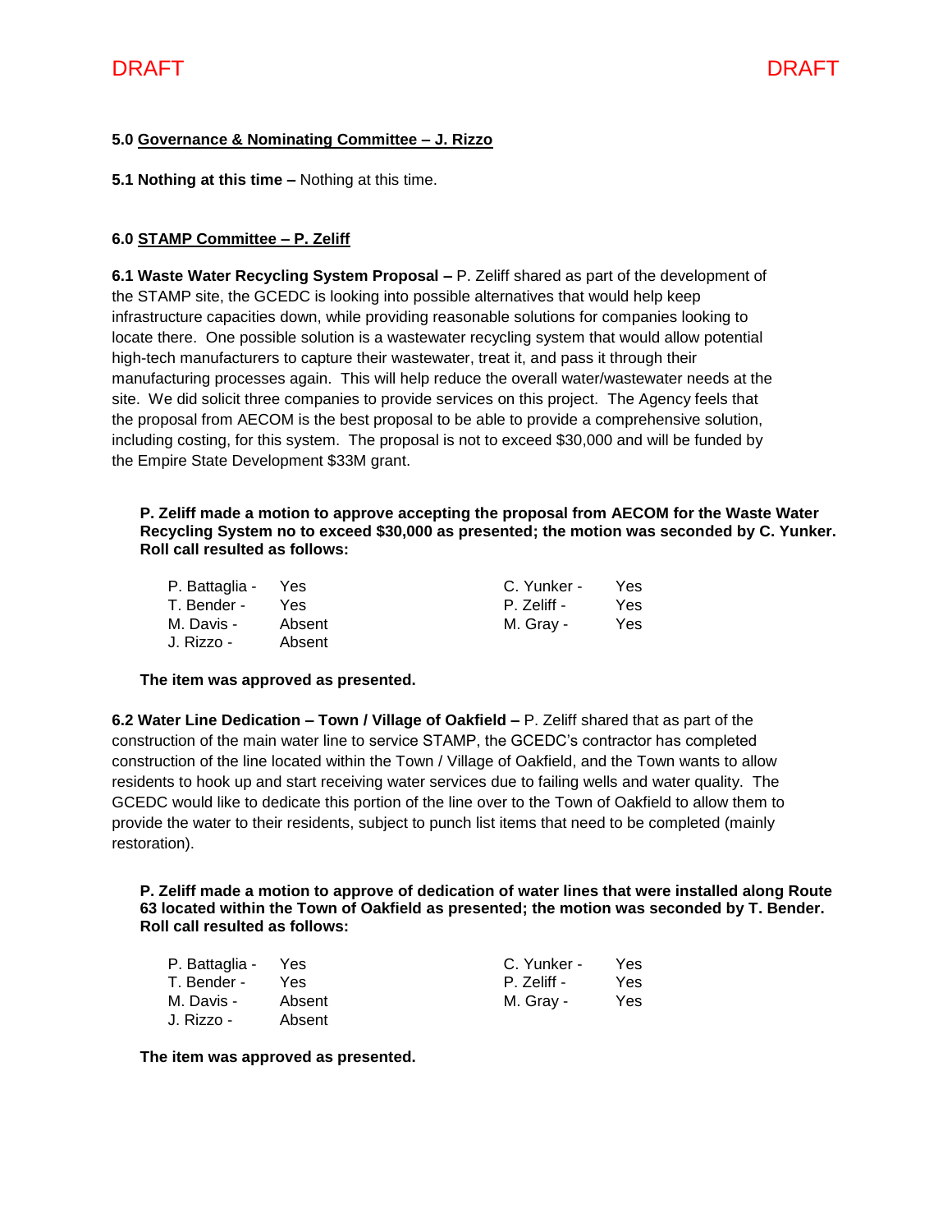**5.0 Governance & Nominating Committee – J. Rizzo**

**5.1 Nothing at this time –** Nothing at this time.

**6.0 STAMP Committee – P. Zeliff**

**6.1 Waste Water Recycling System Proposal –** P. Zeliff shared as part of the development of the STAMP site, the GCEDC is looking into possible alternatives that would help keep infrastructure capacities down, while providing reasonable solutions for companies looking to locate there. One possible solution is a wastewater recycling system that would allow potential high-tech manufacturers to capture their wastewater, treat it, and pass it through their manufacturing processes again. This will help reduce the overall water/wastewater needs at the site. We did solicit three companies to provide services on this project. The Agency feels that the proposal from AECOM is the best proposal to be able to provide a comprehensive solution, including costing, for this system. The proposal is not to exceed $30,000 and will be funded by the Empire State Development $33M grant.

**P. Zeliff made a motion to approve accepting the proposal from AECOM for the Waste Water Recycling System no to exceed $30,000 as presented; the motion was seconded by C. Yunker. Roll call resulted as follows:**

| | | | |
|---|---|---|---|
| P. Battaglia - | Yes | C. Yunker - | Yes |
| T. Bender - | Yes | P. Zeliff - | Yes |
| M. Davis - | Absent | M. Gray - | Yes |
| J. Rizzo - | Absent | | |

**The item was approved as presented.**

**6.2 Water Line Dedication – Town / Village of Oakfield –** P. Zeliff shared that as part of the construction of the main water line to service STAMP, the GCEDC's contractor has completed construction of the line located within the Town / Village of Oakfield, and the Town wants to allow residents to hook up and start receiving water services due to failing wells and water quality. The GCEDC would like to dedicate this portion of the line over to the Town of Oakfield to allow them to provide the water to their residents, subject to punch list items that need to be completed (mainly restoration).

**P. Zeliff made a motion to approve of dedication of water lines that were installed along Route 63 located within the Town of Oakfield as presented; the motion was seconded by T. Bender. Roll call resulted as follows:**

| | | | |
|---|---|---|---|
| P. Battaglia - | Yes | C. Yunker - | Yes |
| T. Bender - | Yes | P. Zeliff - | Yes |
| M. Davis - | Absent | M. Gray - | Yes |
| J. Rizzo - | Absent | | |

**The item was approved as presented.**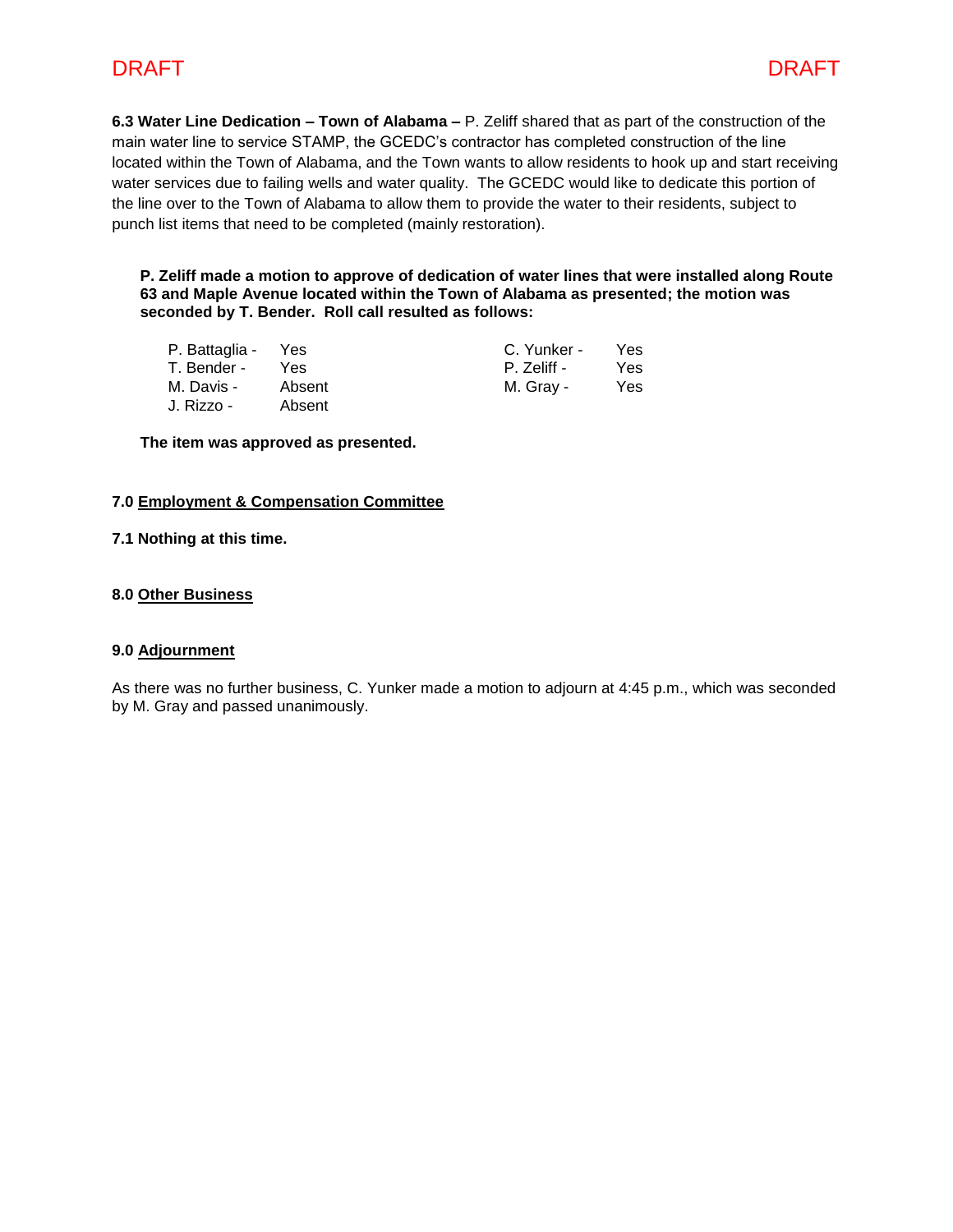DRAFT DRAFT

**6.3 Water Line Dedication – Town of Alabama –** P. Zeliff shared that as part of the construction of the main water line to service STAMP, the GCEDC's contractor has completed construction of the line located within the Town of Alabama, and the Town wants to allow residents to hook up and start receiving water services due to failing wells and water quality. The GCEDC would like to dedicate this portion of the line over to the Town of Alabama to allow them to provide the water to their residents, subject to punch list items that need to be completed (mainly restoration).

**P. Zeliff made a motion to approve of dedication of water lines that were installed along Route 63 and Maple Avenue located within the Town of Alabama as presented; the motion was seconded by T. Bender. Roll call resulted as follows:**

| | | | |
|---|---|---|---|
| P. Battaglia - | Yes | C. Yunker - | Yes |
| T. Bender - | Yes | P. Zeliff - | Yes |
| M. Davis - | Absent | M. Gray - | Yes |
| J. Rizzo - | Absent | | |

**The item was approved as presented.**

## 7.0 Employment & Compensation Committee

**7.1 Nothing at this time.**

## 8.0 Other Business

## 9.0 Adjournment

As there was no further business, C. Yunker made a motion to adjourn at 4:45 p.m., which was seconded by M. Gray and passed unanimously.